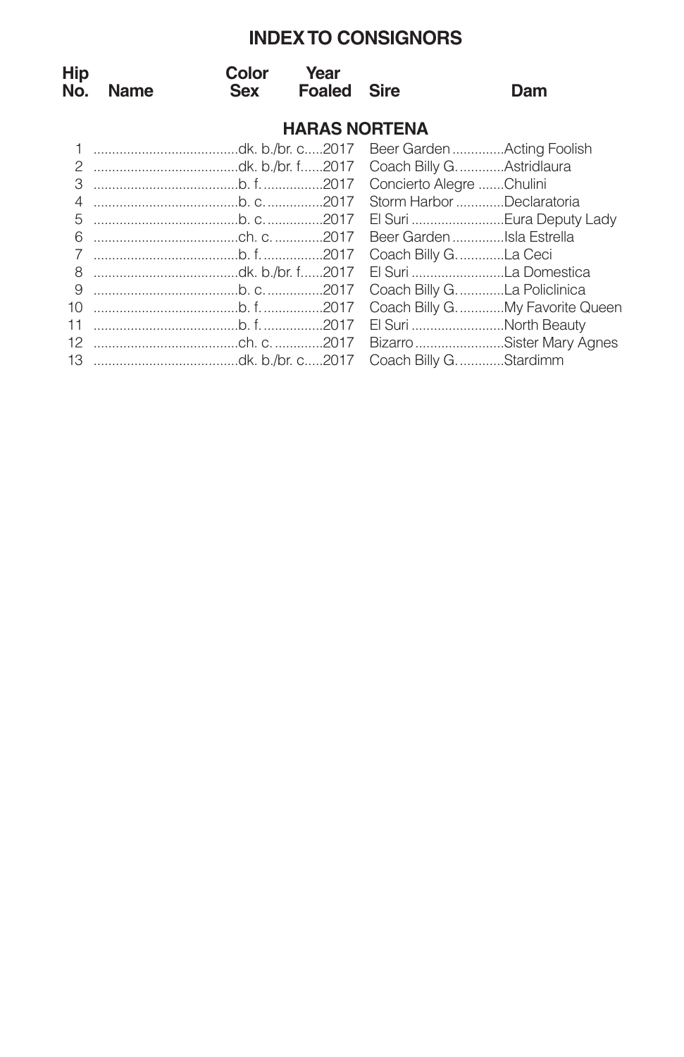# INDEX TO CONSIGNORS

| Hip No. | Name | Color Sex | Year Foaled | Sire | Dam |
|---|---|---|---|---|---|
| | | **HARAS NORTENA** | | | |
| 1 | | dk. b./br. c. | 2017 | Beer Garden | Acting Foolish |
| 2 | | dk. b./br. f. | 2017 | Coach Billy G. | Astridlaura |
| 3 | | b. f. | 2017 | Concierto Alegre | Chulini |
| 4 | | b. c. | 2017 | Storm Harbor | Declaratoria |
| 5 | | b. c. | 2017 | El Suri | Eura Deputy Lady |
| 6 | | ch. c. | 2017 | Beer Garden | Isla Estrella |
| 7 | | b. f. | 2017 | Coach Billy G. | La Ceci |
| 8 | | dk. b./br. f. | 2017 | El Suri | La Domestica |
| 9 | | b. c. | 2017 | Coach Billy G. | La Policlinica |
| 10 | | b. f. | 2017 | Coach Billy G. | My Favorite Queen |
| 11 | | b. f. | 2017 | El Suri | North Beauty |
| 12 | | ch. c. | 2017 | Bizarro | Sister Mary Agnes |
| 13 | | dk. b./br. c. | 2017 | Coach Billy G. | Stardimm |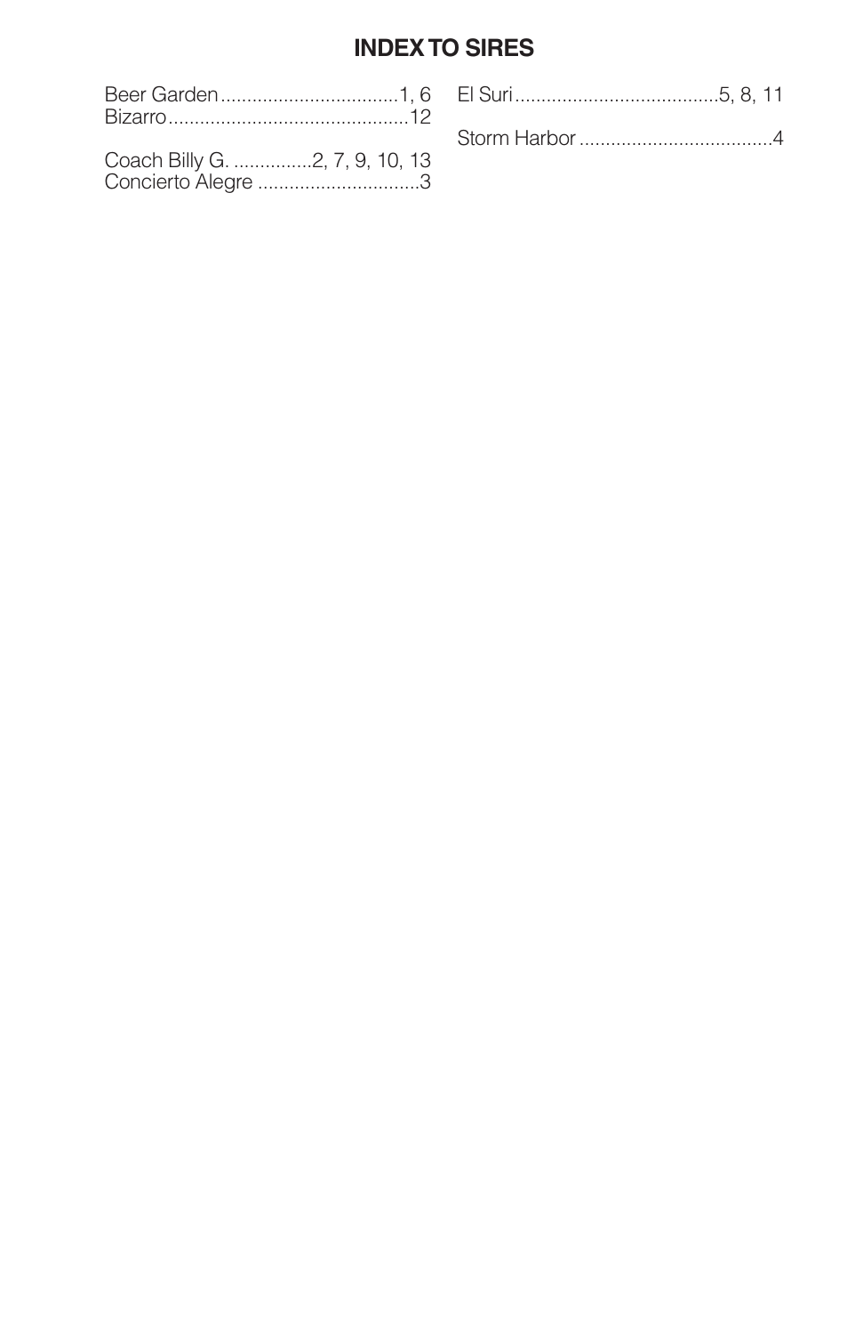## INDEX TO SIRES

Beer Garden..................................1, 6
Bizarro.............................................12

Coach Billy G. ...............2, 7, 9, 10, 13
Concierto Alegre ..............................3

El Suri.......................................5, 8, 11

Storm Harbor ....................................4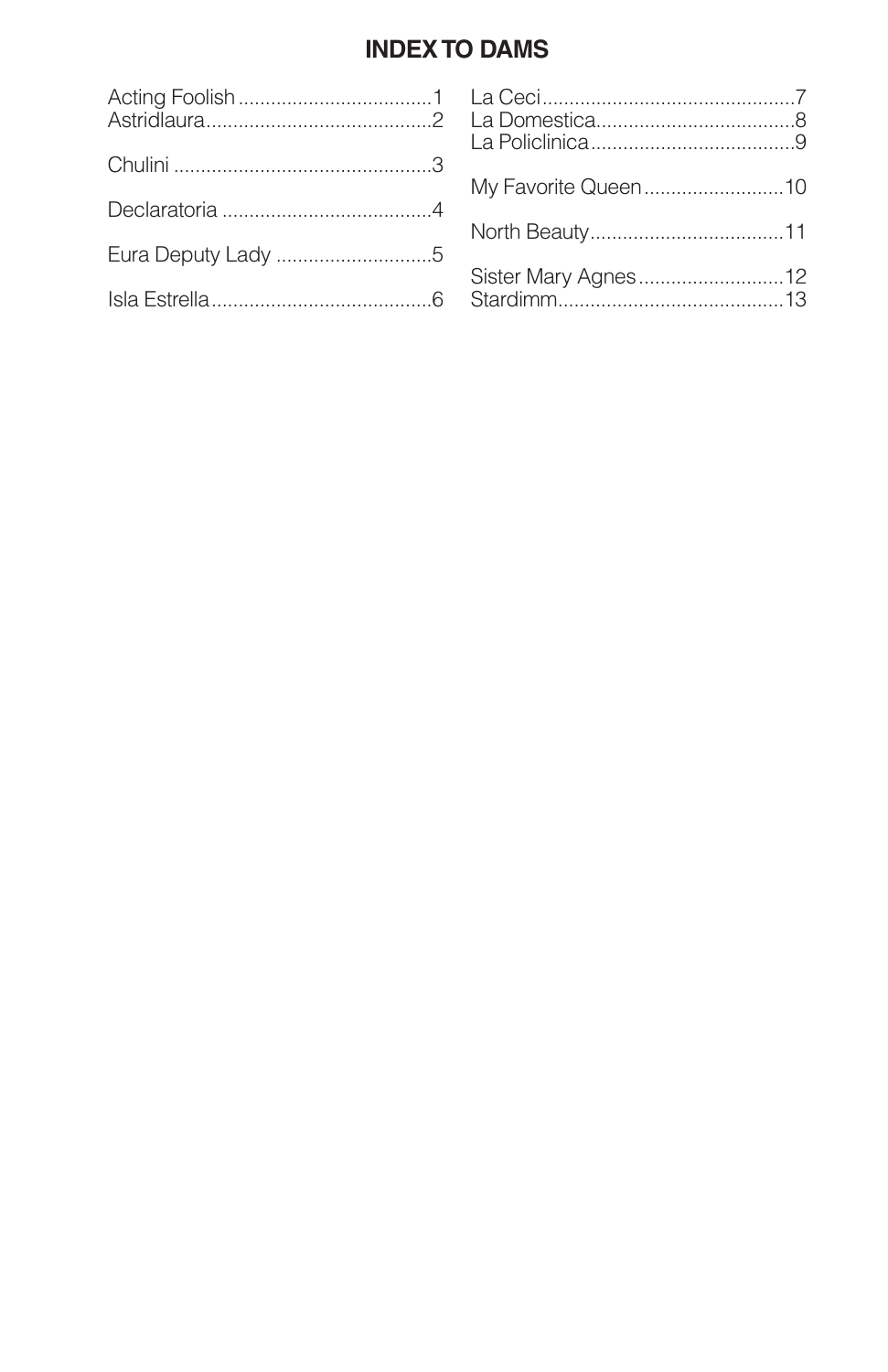## INDEX TO DAMS

Acting Foolish....................................1
Astridlaura..........................................2

Chulini ................................................3

Declaratoria .......................................4

Eura Deputy Lady .............................5

Isla Estrella.........................................6

La Ceci...............................................7
La Domestica.....................................8
La Policlinica......................................9

My Favorite Queen..........................10

North Beauty....................................11

Sister Mary Agnes...........................12
Stardimm..........................................13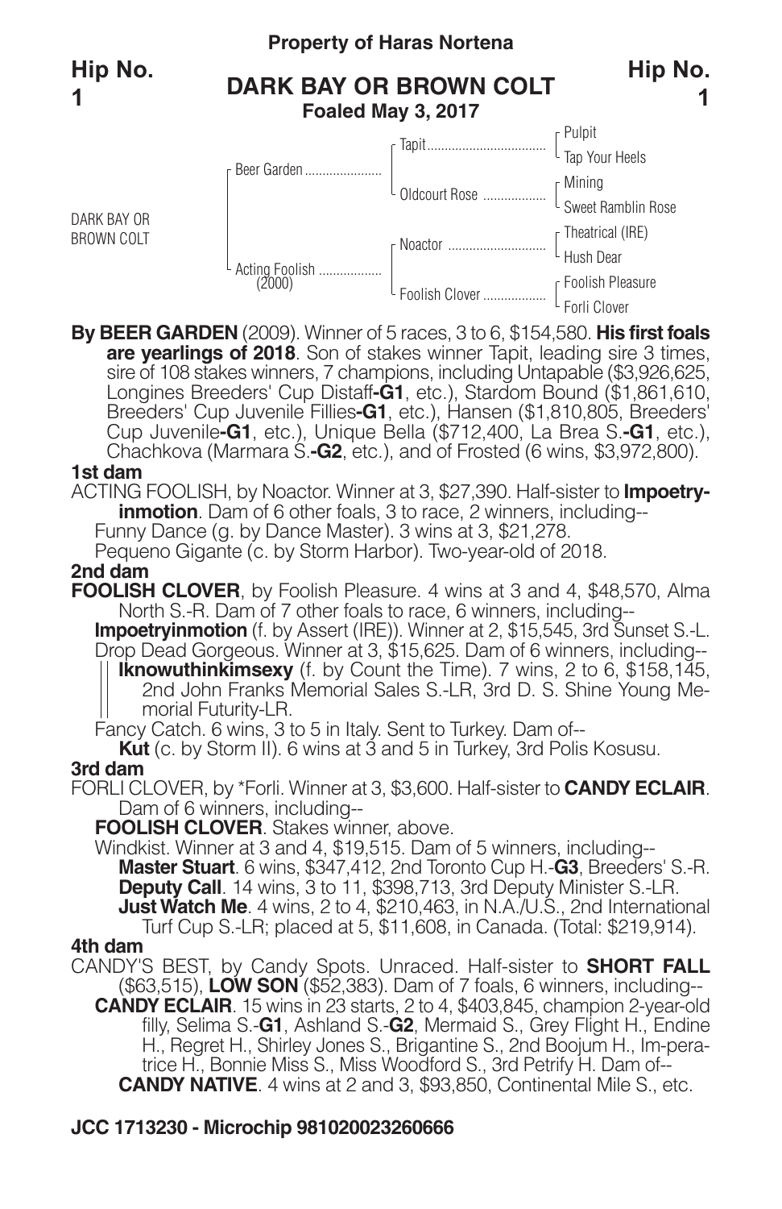**Property of Haras Nortena**

**Hip No. 1**

# DARK BAY OR BROWN COLT

**Foaled May 3, 2017**

| | | | |
|---|---|---|---|
| DARK BAY OR BROWN COLT | Beer Garden | Tapit | Pulpit |
| | | | Tap Your Heels |
| | | Oldcourt Rose | Mining |
| | | | Sweet Ramblin Rose |
| | Acting Foolish (2000) | Noactor | Theatrical (IRE) |
| | | | Hush Dear |
| | | Foolish Clover | Foolish Pleasure |
| | | | Forli Clover |

**By BEER GARDEN** (2009). Winner of 5 races, 3 to 6, $154,580. **His first foals are yearlings of 2018**. Son of stakes winner Tapit, leading sire 3 times, sire of 108 stakes winners, 7 champions, including Untapable ($3,926,625, Longines Breeders' Cup Distaff**-G1**, etc.), Stardom Bound ($1,861,610, Breeders' Cup Juvenile Fillies**-G1**, etc.), Hansen ($1,810,805, Breeders' Cup Juvenile**-G1**, etc.), Unique Bella ($712,400, La Brea S.**-G1**, etc.), Chachkova (Marmara S.**-G2**, etc.), and of Frosted (6 wins, $3,972,800).

**1st dam**

ACTING FOOLISH, by Noactor. Winner at 3, $27,390. Half-sister to **Impoetryinmotion**. Dam of 6 other foals, 3 to race, 2 winners, including--

Funny Dance (g. by Dance Master). 3 wins at 3, $21,278.

Pequeno Gigante (c. by Storm Harbor). Two-year-old of 2018.

**2nd dam**

**FOOLISH CLOVER**, by Foolish Pleasure. 4 wins at 3 and 4, $48,570, Alma North S.-R. Dam of 7 other foals to race, 6 winners, including--

**Impoetryinmotion** (f. by Assert (IRE)). Winner at 2, $15,545, 3rd Sunset S.-L.

Drop Dead Gorgeous. Winner at 3, $15,625. Dam of 6 winners, including--

**Iknowuthinkimsexy** (f. by Count the Time). 7 wins, 2 to 6, $158,145, 2nd John Franks Memorial Sales S.-LR, 3rd D. S. Shine Young Memorial Futurity-LR.

Fancy Catch. 6 wins, 3 to 5 in Italy. Sent to Turkey. Dam of--

**Kut** (c. by Storm II). 6 wins at 3 and 5 in Turkey, 3rd Polis Kosusu.

**3rd dam**

FORLI CLOVER, by *Forli. Winner at 3, $3,600. Half-sister to **CANDY ECLAIR**. Dam of 6 winners, including--

**FOOLISH CLOVER**. Stakes winner, above.

Windkist. Winner at 3 and 4, $19,515. Dam of 5 winners, including--

**Master Stuart**. 6 wins, $347,412, 2nd Toronto Cup H.-**G3**, Breeders' S.-R.

**Deputy Call**. 14 wins, 3 to 11, $398,713, 3rd Deputy Minister S.-LR.

**Just Watch Me**. 4 wins, 2 to 4, $210,463, in N.A./U.S., 2nd International Turf Cup S.-LR; placed at 5, $11,608, in Canada. (Total: $219,914).

**4th dam**

CANDY'S BEST, by Candy Spots. Unraced. Half-sister to **SHORT FALL** ($63,515), **LOW SON** ($52,383). Dam of 7 foals, 6 winners, including--

**CANDY ECLAIR**. 15 wins in 23 starts, 2 to 4, $403,845, champion 2-year-old filly, Selima S.-**G1**, Ashland S.-**G2**, Mermaid S., Grey Flight H., Endine H., Regret H., Shirley Jones S., Brigantine S., 2nd Boojum H., Im-peratrice H., Bonnie Miss S., Miss Woodford S., 3rd Petrify H. Dam of--

**CANDY NATIVE**. 4 wins at 2 and 3, $93,850, Continental Mile S., etc.

**JCC 1713230 - Microchip 981020023260666**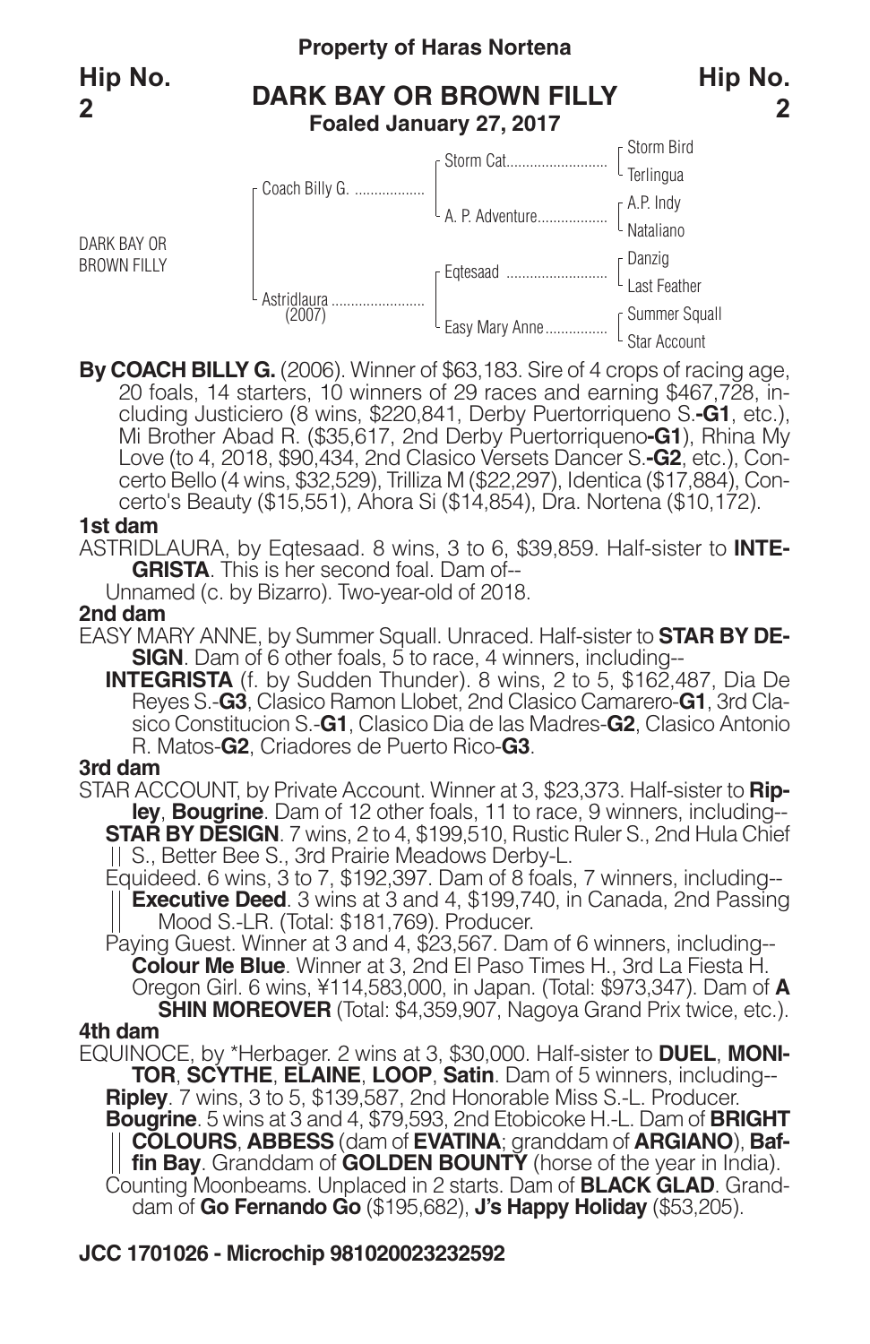**Property of Haras Nortena**

**Hip No. 2**

# DARK BAY OR BROWN FILLY

**Foaled January 27, 2017**

| | | | |
|---|---|---|---|
| DARK BAY OR BROWN FILLY | Coach Billy G. | Storm Cat | Storm Bird |
| | | | Terlingua |
| | | A. P. Adventure | A.P. Indy |
| | | | Nataliano |
| | Astridlaura (2007) | Eqtesaad | Danzig |
| | | | Last Feather |
| | | Easy Mary Anne | Summer Squall |
| | | | Star Account |

**By COACH BILLY G.** (2006). Winner of $63,183. Sire of 4 crops of racing age, 20 foals, 14 starters, 10 winners of 29 races and earning $467,728, including Justiciero (8 wins, $220,841, Derby Puertorriqueno S.**-G1**, etc.), Mi Brother Abad R. ($35,617, 2nd Derby Puertorriqueno**-G1**), Rhina My Love (to 4, 2018, $90,434, 2nd Clasico Versets Dancer S.**-G2**, etc.), Concerto Bello (4 wins, $32,529), Trilliza M ($22,297), Identica ($17,884), Concerto's Beauty ($15,551), Ahora Si ($14,854), Dra. Nortena ($10,172).

**1st dam**

ASTRIDLAURA, by Eqtesaad. 8 wins, 3 to 6, $39,859. Half-sister to **INTEGRISTA**. This is her second foal. Dam of--

Unnamed (c. by Bizarro). Two-year-old of 2018.

**2nd dam**

EASY MARY ANNE, by Summer Squall. Unraced. Half-sister to **STAR BY DESIGN**. Dam of 6 other foals, 5 to race, 4 winners, including--

**INTEGRISTA** (f. by Sudden Thunder). 8 wins, 2 to 5, $162,487, Dia De Reyes S.-**G3**, Clasico Ramon Llobet, 2nd Clasico Camarero-**G1**, 3rd Clasico Constitucion S.-**G1**, Clasico Dia de las Madres-**G2**, Clasico Antonio R. Matos-**G2**, Criadores de Puerto Rico-**G3**.

**3rd dam**

STAR ACCOUNT, by Private Account. Winner at 3, $23,373. Half-sister to **Ripley**, **Bougrine**. Dam of 12 other foals, 11 to race, 9 winners, including--

**STAR BY DESIGN**. 7 wins, 2 to 4, $199,510, Rustic Ruler S., 2nd Hula Chief S., Better Bee S., 3rd Prairie Meadows Derby-L.

Equideed. 6 wins, 3 to 7, $192,397. Dam of 8 foals, 7 winners, including--

**Executive Deed**. 3 wins at 3 and 4, $199,740, in Canada, 2nd Passing Mood S.-LR. (Total: $181,769). Producer.

Paying Guest. Winner at 3 and 4, $23,567. Dam of 6 winners, including--

**Colour Me Blue**. Winner at 3, 2nd El Paso Times H., 3rd La Fiesta H.

Oregon Girl. 6 wins, ¥114,583,000, in Japan. (Total: $973,347). Dam of **A SHIN MOREOVER** (Total: $4,359,907, Nagoya Grand Prix twice, etc.).

**4th dam**

EQUINOCE, by *Herbager. 2 wins at 3, $30,000. Half-sister to **DUEL**, **MONITOR**, **SCYTHE**, **ELAINE**, **LOOP**, **Satin**. Dam of 5 winners, including--

**Ripley**. 7 wins, 3 to 5, $139,587, 2nd Honorable Miss S.-L. Producer.

**Bougrine**. 5 wins at 3 and 4, $79,593, 2nd Etobicoke H.-L. Dam of **BRIGHT COLOURS**, **ABBESS** (dam of **EVATINA**; granddam of **ARGIANO**), **Baffin Bay**. Granddam of **GOLDEN BOUNTY** (horse of the year in India).

Counting Moonbeams. Unplaced in 2 starts. Dam of **BLACK GLAD**. Granddam of **Go Fernando Go** ($195,682), **J's Happy Holiday** ($53,205).

**JCC 1701026 - Microchip 981020023232592**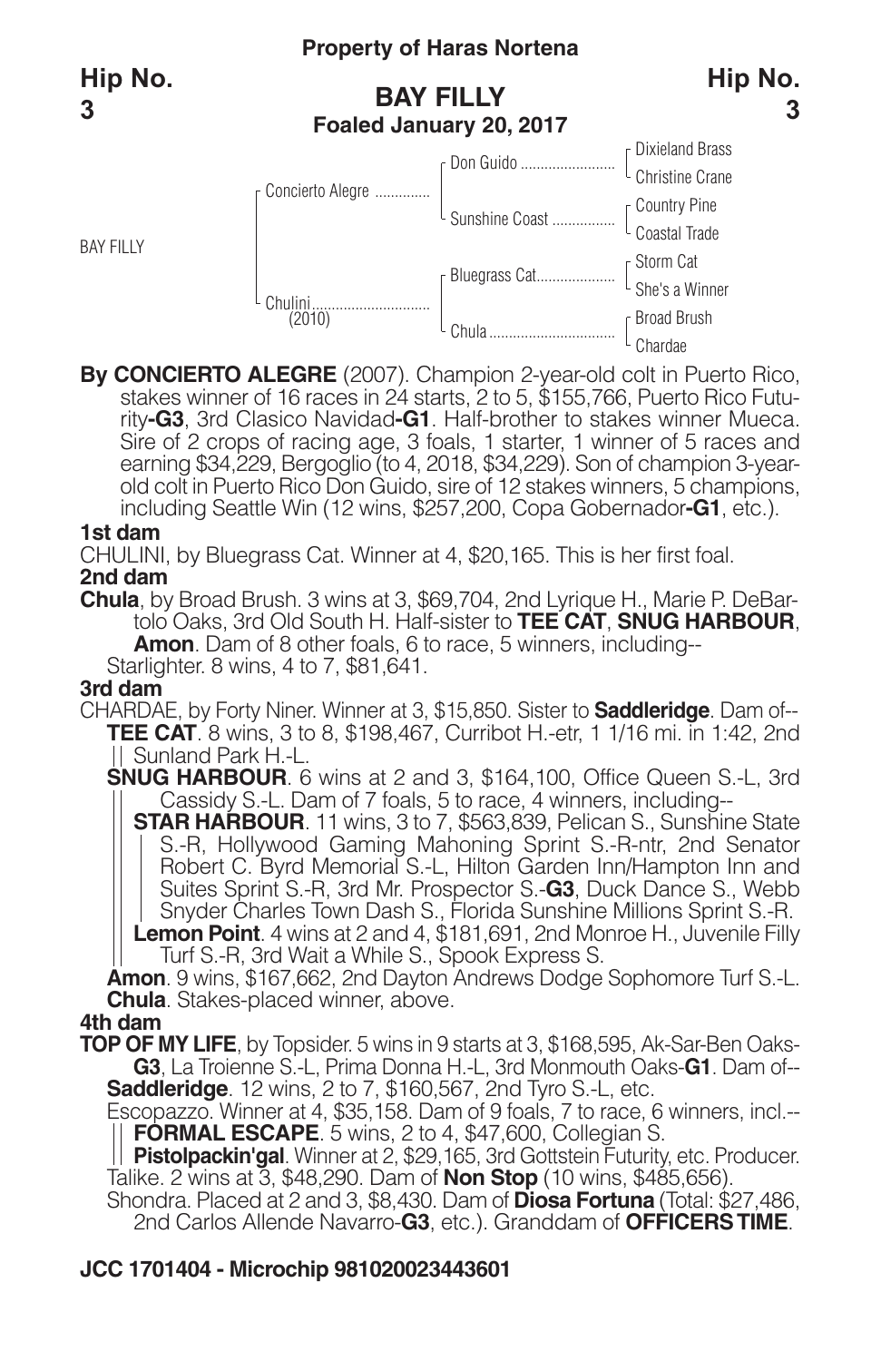**Property of Haras Nortena**

**Hip No. 3**

## BAY FILLY

**Foaled January 20, 2017**

| | | | |
|---|---|---|---|
| BAY FILLY | Concierto Alegre | Don Guido | Dixieland Brass |
| | | | Christine Crane |
| | | Sunshine Coast | Country Pine |
| | | | Coastal Trade |
| | Chulini (2010) | Bluegrass Cat | Storm Cat |
| | | | She's a Winner |
| | | Chula | Broad Brush |
| | | | Chardae |

**By CONCIERTO ALEGRE** (2007). Champion 2-year-old colt in Puerto Rico, stakes winner of 16 races in 24 starts, 2 to 5, $155,766, Puerto Rico Futurity**-G3**, 3rd Clasico Navidad**-G1**. Half-brother to stakes winner Mueca. Sire of 2 crops of racing age, 3 foals, 1 starter, 1 winner of 5 races and earning $34,229, Bergoglio (to 4, 2018, $34,229). Son of champion 3-year-old colt in Puerto Rico Don Guido, sire of 12 stakes winners, 5 champions, including Seattle Win (12 wins, $257,200, Copa Gobernador**-G1**, etc.).

**1st dam**

CHULINI, by Bluegrass Cat. Winner at 4, $20,165. This is her first foal.

**2nd dam**

**Chula**, by Broad Brush. 3 wins at 3, $69,704, 2nd Lyrique H., Marie P. DeBartolo Oaks, 3rd Old South H. Half-sister to **TEE CAT**, **SNUG HARBOUR**, **Amon**. Dam of 8 other foals, 6 to race, 5 winners, including--

Starlighter. 8 wins, 4 to 7, $81,641.

**3rd dam**

CHARDAE, by Forty Niner. Winner at 3, $15,850. Sister to **Saddleridge**. Dam of--

**TEE CAT**. 8 wins, 3 to 8, $198,467, Curribot H.-etr, 1 1/16 mi. in 1:42, 2nd Sunland Park H.-L.

**SNUG HARBOUR**. 6 wins at 2 and 3, $164,100, Office Queen S.-L, 3rd Cassidy S.-L. Dam of 7 foals, 5 to race, 4 winners, including--

**STAR HARBOUR**. 11 wins, 3 to 7, $563,839, Pelican S., Sunshine State S.-R, Hollywood Gaming Mahoning Sprint S.-R-ntr, 2nd Senator Robert C. Byrd Memorial S.-L, Hilton Garden Inn/Hampton Inn and Suites Sprint S.-R, 3rd Mr. Prospector S.-**G3**, Duck Dance S., Webb Snyder Charles Town Dash S., Florida Sunshine Millions Sprint S.-R.

**Lemon Point**. 4 wins at 2 and 4, $181,691, 2nd Monroe H., Juvenile Filly Turf S.-R, 3rd Wait a While S., Spook Express S.

**Amon**. 9 wins, $167,662, 2nd Dayton Andrews Dodge Sophomore Turf S.-L.

**Chula**. Stakes-placed winner, above.

**4th dam**

**TOP OF MY LIFE**, by Topsider. 5 wins in 9 starts at 3, $168,595, Ak-Sar-Ben Oaks-**G3**, La Troienne S.-L, Prima Donna H.-L, 3rd Monmouth Oaks-**G1**. Dam of--

**Saddleridge**. 12 wins, 2 to 7, $160,567, 2nd Tyro S.-L, etc.

Escopazzo. Winner at 4, $35,158. Dam of 9 foals, 7 to race, 6 winners, incl.--

**FORMAL ESCAPE**. 5 wins, 2 to 4, $47,600, Collegian S.

**Pistolpackin'gal**. Winner at 2, $29,165, 3rd Gottstein Futurity, etc. Producer.

Talike. 2 wins at 3, $48,290. Dam of **Non Stop** (10 wins, $485,656).

Shondra. Placed at 2 and 3, $8,430. Dam of **Diosa Fortuna** (Total: $27,486, 2nd Carlos Allende Navarro-**G3**, etc.). Granddam of **OFFICERS TIME**.

**JCC 1701404 - Microchip 981020023443601**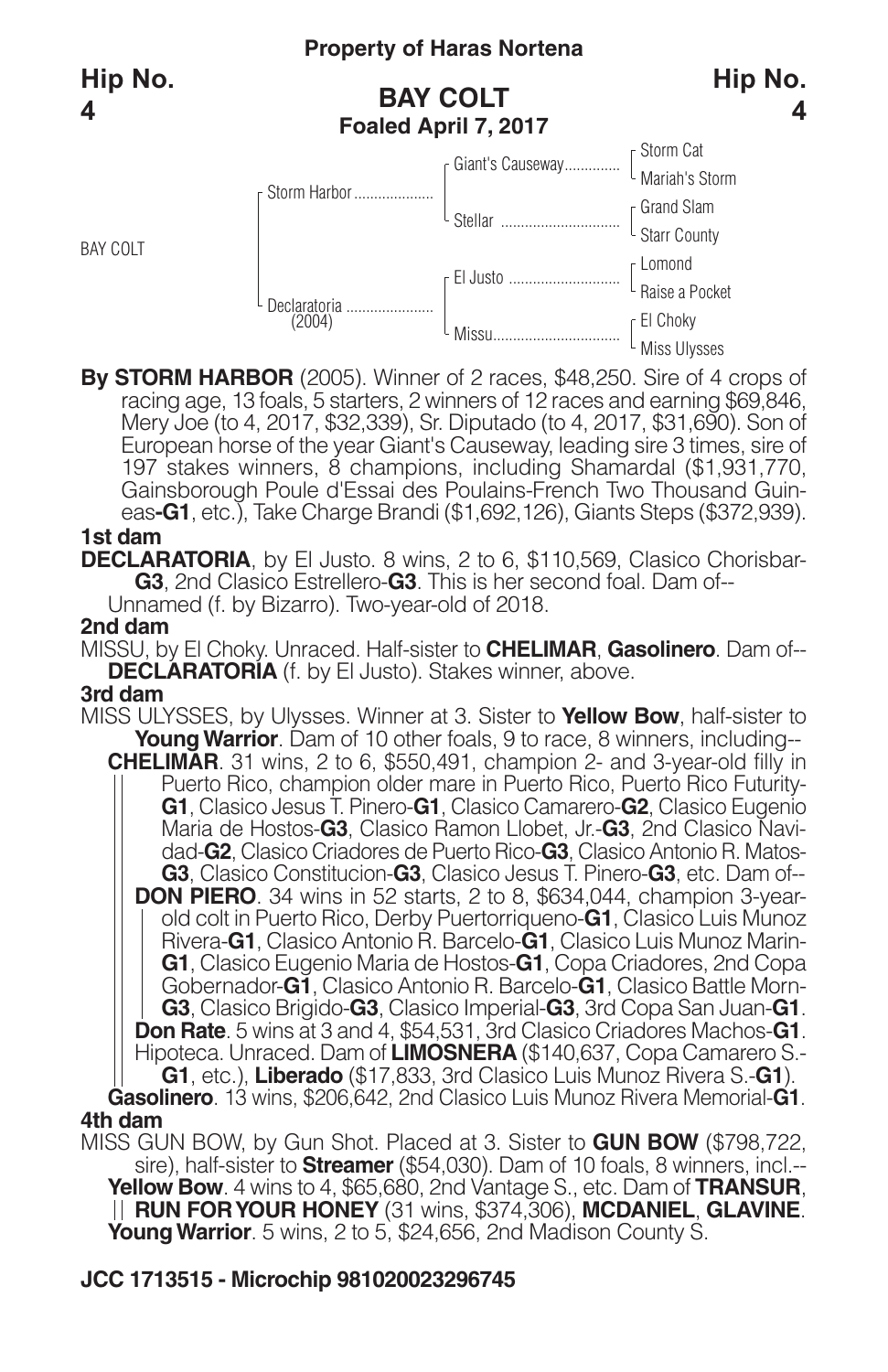**Property of Haras Nortena**

**Hip No. 4**

## BAY COLT

**Foaled April 7, 2017**

| | | | |
|---|---|---|---|
| BAY COLT | Storm Harbor | Giant's Causeway | Storm Cat |
| | | | Mariah's Storm |
| | | Stellar | Grand Slam |
| | | | Starr County |
| | Declaratoria (2004) | El Justo | Lomond |
| | | | Raise a Pocket |
| | | Missu | El Choky |
| | | | Miss Ulysses |

**By STORM HARBOR** (2005). Winner of 2 races, $48,250. Sire of 4 crops of racing age, 13 foals, 5 starters, 2 winners of 12 races and earning $69,846, Mery Joe (to 4, 2017, $32,339), Sr. Diputado (to 4, 2017, $31,690). Son of European horse of the year Giant's Causeway, leading sire 3 times, sire of 197 stakes winners, 8 champions, including Shamardal ($1,931,770, Gainsborough Poule d'Essai des Poulains-French Two Thousand Guineas-**G1**, etc.), Take Charge Brandi ($1,692,126), Giants Steps ($372,939).

**1st dam**

**DECLARATORIA**, by El Justo. 8 wins, 2 to 6, $110,569, Clasico Chorisbar-**G3**, 2nd Clasico Estrellero-**G3**. This is her second foal. Dam of--

Unnamed (f. by Bizarro). Two-year-old of 2018.

**2nd dam**

MISSU, by El Choky. Unraced. Half-sister to **CHELIMAR**, **Gasolinero**. Dam of--

**DECLARATORIA** (f. by El Justo). Stakes winner, above.

**3rd dam**

MISS ULYSSES, by Ulysses. Winner at 3. Sister to **Yellow Bow**, half-sister to **Young Warrior**. Dam of 10 other foals, 9 to race, 8 winners, including--

**CHELIMAR**. 31 wins, 2 to 6, $550,491, champion 2- and 3-year-old filly in Puerto Rico, champion older mare in Puerto Rico, Puerto Rico Futurity-**G1**, Clasico Jesus T. Pinero-**G1**, Clasico Camarero-**G2**, Clasico Eugenio Maria de Hostos-**G3**, Clasico Ramon Llobet, Jr.-**G3**, 2nd Clasico Navidad-**G2**, Clasico Criadores de Puerto Rico-**G3**, Clasico Antonio R. Matos-**G3**, Clasico Constitucion-**G3**, Clasico Jesus T. Pinero-**G3**, etc. Dam of--

**DON PIERO**. 34 wins in 52 starts, 2 to 8, $634,044, champion 3-year-old colt in Puerto Rico, Derby Puertorriqueno-**G1**, Clasico Luis Munoz Rivera-**G1**, Clasico Antonio R. Barcelo-**G1**, Clasico Luis Munoz Marin-**G1**, Clasico Eugenio Maria de Hostos-**G1**, Copa Criadores, 2nd Copa Gobernador-**G1**, Clasico Antonio R. Barcelo-**G1**, Clasico Battle Morn-**G3**, Clasico Brigido-**G3**, Clasico Imperial-**G3**, 3rd Copa San Juan-**G1**.

**Don Rate**. 5 wins at 3 and 4, $54,531, 3rd Clasico Criadores Machos-**G1**.

Hipoteca. Unraced. Dam of **LIMOSNERA** ($140,637, Copa Camarero S.-**G1**, etc.), **Liberado** ($17,833, 3rd Clasico Luis Munoz Rivera S.-**G1**).

**Gasolinero**. 13 wins, $206,642, 2nd Clasico Luis Munoz Rivera Memorial-**G1**.

**4th dam**

MISS GUN BOW, by Gun Shot. Placed at 3. Sister to **GUN BOW** ($798,722, sire), half-sister to **Streamer** ($54,030). Dam of 10 foals, 8 winners, incl.--

**Yellow Bow**. 4 wins to 4, $65,680, 2nd Vantage S., etc. Dam of **TRANSUR**, **RUN FOR YOUR HONEY** (31 wins, $374,306), **MCDANIEL**, **GLAVINE**.

**Young Warrior**. 5 wins, 2 to 5, $24,656, 2nd Madison County S.

**JCC 1713515 - Microchip 981020023296745**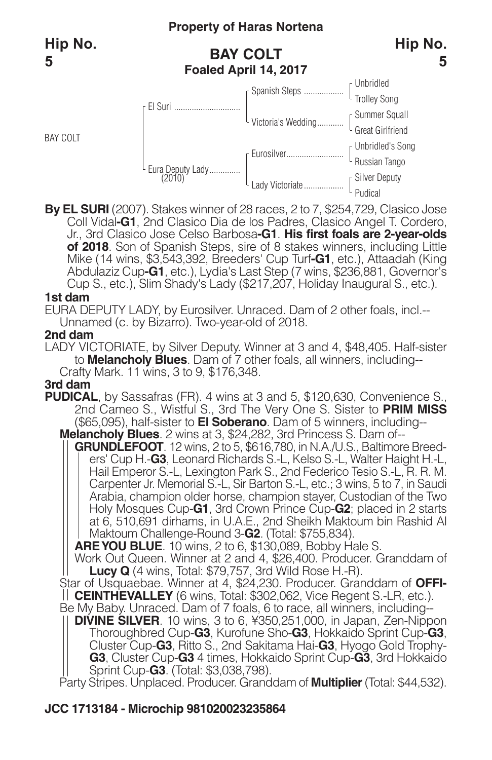**Property of Haras Nortena**

**Hip No. 5**

**BAY COLT**
**Foaled April 14, 2017**

| | | | |
|---|---|---|---|
| BAY COLT | El Suri | Spanish Steps | Unbridled |
| | | | Trolley Song |
| | | Victoria's Wedding | Summer Squall |
| | | | Great Girlfriend |
| | Eura Deputy Lady (2010) | Eurosilver | Unbridled's Song |
| | | | Russian Tango |
| | | Lady Victoriate | Silver Deputy |
| | | | Pudical |

**By EL SURI** (2007). Stakes winner of 28 races, 2 to 7, $254,729, Clasico Jose Coll Vidal-**G1**, 2nd Clasico Dia de los Padres, Clasico Angel T. Cordero, Jr., 3rd Clasico Jose Celso Barbosa-**G1**. **His first foals are 2-year-olds of 2018**. Son of Spanish Steps, sire of 8 stakes winners, including Little Mike (14 wins, $3,543,392, Breeders' Cup Turf-**G1**, etc.), Attaadah (King Abdulaziz Cup-**G1**, etc.), Lydia's Last Step (7 wins, $236,881, Governor's Cup S., etc.), Slim Shady's Lady ($217,207, Holiday Inaugural S., etc.).

**1st dam**

EURA DEPUTY LADY, by Eurosilver. Unraced. Dam of 2 other foals, incl.--
Unnamed (c. by Bizarro). Two-year-old of 2018.

**2nd dam**

LADY VICTORIATE, by Silver Deputy. Winner at 3 and 4, $48,405. Half-sister to **Melancholy Blues**. Dam of 7 other foals, all winners, including--
Crafty Mark. 11 wins, 3 to 9, $176,348.

**3rd dam**

**PUDICAL**, by Sassafras (FR). 4 wins at 3 and 5, $120,630, Convenience S., 2nd Cameo S., Wistful S., 3rd The Very One S. Sister to **PRIM MISS** ($65,095), half-sister to **El Soberano**. Dam of 5 winners, including--

**Melancholy Blues**. 2 wins at 3, $24,282, 3rd Princess S. Dam of--

**GRUNDLEFOOT**. 12 wins, 2 to 5, $616,780, in N.A./U.S., Baltimore Breeders' Cup H.-**G3**, Leonard Richards S.-L, Kelso S.-L, Walter Haight H.-L, Hail Emperor S.-L, Lexington Park S., 2nd Federico Tesio S.-L, R. R. M. Carpenter Jr. Memorial S.-L, Sir Barton S.-L, etc.; 3 wins, 5 to 7, in Saudi Arabia, champion older horse, champion stayer, Custodian of the Two Holy Mosques Cup-**G1**, 3rd Crown Prince Cup-**G2**; placed in 2 starts at 6, 510,691 dirhams, in U.A.E., 2nd Sheikh Maktoum bin Rashid Al Maktoum Challenge-Round 3-**G2**. (Total: $755,834).

**ARE YOU BLUE**. 10 wins, 2 to 6, $130,089, Bobby Hale S.

Work Out Queen. Winner at 2 and 4, $26,400. Producer. Granddam of **Lucy Q** (4 wins, Total: $79,757, 3rd Wild Rose H.-R).

Star of Usquaebae. Winner at 4, $24,230. Producer. Granddam of **OFFICEINTHEVALLEY** (6 wins, Total: $302,062, Vice Regent S.-LR, etc.).

Be My Baby. Unraced. Dam of 7 foals, 6 to race, all winners, including--

**DIVINE SILVER**. 10 wins, 3 to 6, ¥350,251,000, in Japan, Zen-Nippon Thoroughbred Cup-**G3**, Kurofune Sho-**G3**, Hokkaido Sprint Cup-**G3**, Cluster Cup-**G3**, Ritto S., 2nd Sakitama Hai-**G3**, Hyogo Gold Trophy-**G3**, Cluster Cup-**G3** 4 times, Hokkaido Sprint Cup-**G3**, 3rd Hokkaido Sprint Cup-**G3**. (Total: $3,038,798).

Party Stripes. Unplaced. Producer. Granddam of **Multiplier** (Total: $44,532).

**JCC 1713184 - Microchip 981020023235864**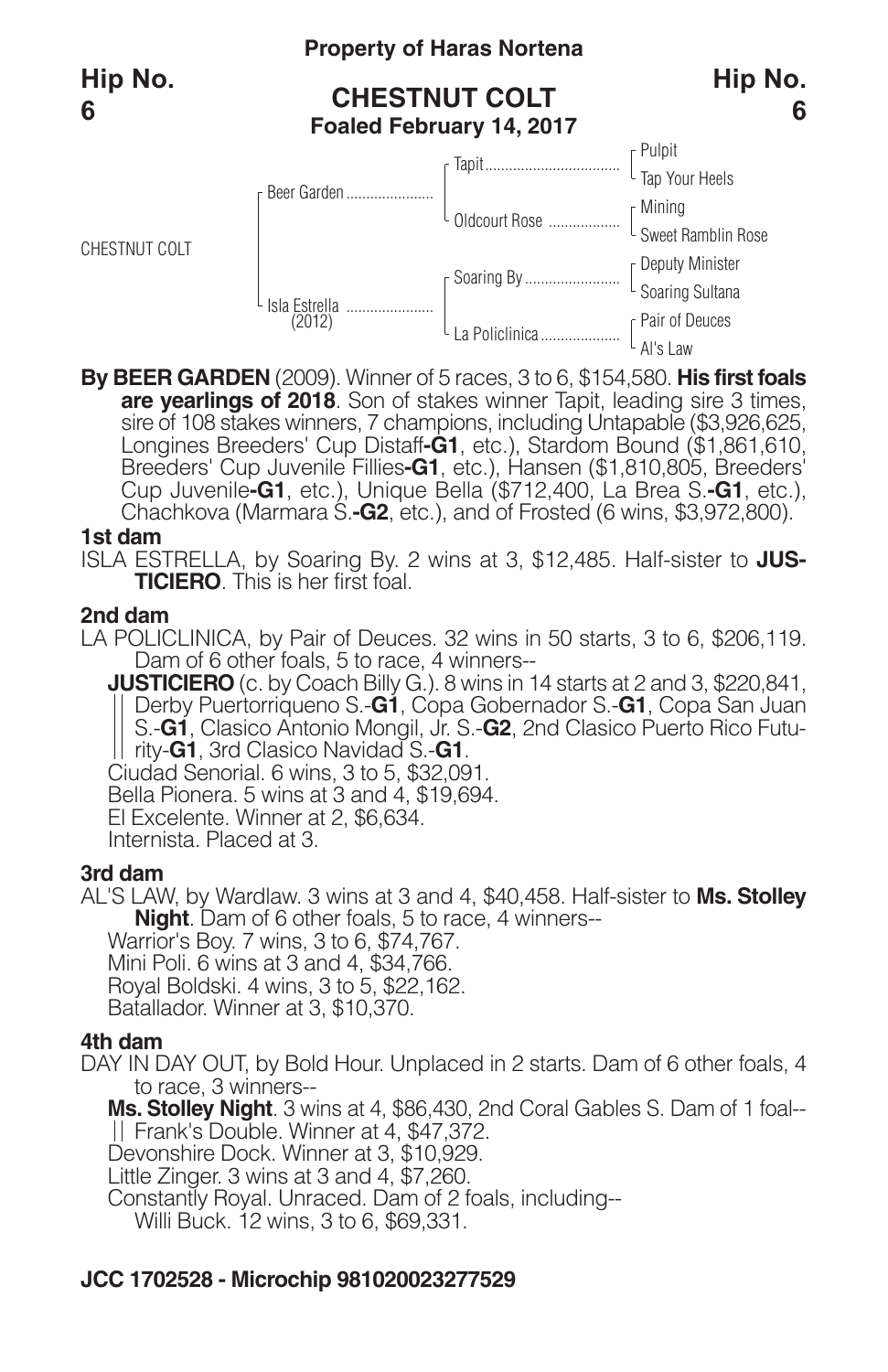**Property of Haras Nortena**

**Hip No. 6**

## CHESTNUT COLT

**Foaled February 14, 2017**

| | | | |
|---|---|---|---|
| CHESTNUT COLT | Beer Garden | Tapit | Pulpit |
| | | | Tap Your Heels |
| | | Oldcourt Rose | Mining |
| | | | Sweet Ramblin Rose |
| | Isla Estrella (2012) | Soaring By | Deputy Minister |
| | | | Soaring Sultana |
| | | La Policlinica | Pair of Deuces |
| | | | Al's Law |

**By BEER GARDEN** (2009). Winner of 5 races, 3 to 6, $154,580. **His first foals are yearlings of 2018**. Son of stakes winner Tapit, leading sire 3 times, sire of 108 stakes winners, 7 champions, including Untapable ($3,926,625, Longines Breeders' Cup Distaff**-G1**, etc.), Stardom Bound ($1,861,610, Breeders' Cup Juvenile Fillies**-G1**, etc.), Hansen ($1,810,805, Breeders' Cup Juvenile**-G1**, etc.), Unique Bella ($712,400, La Brea S.**-G1**, etc.), Chachkova (Marmara S.**-G2**, etc.), and of Frosted (6 wins, $3,972,800).

### 1st dam

ISLA ESTRELLA, by Soaring By. 2 wins at 3, $12,485. Half-sister to **JUSTICIERO**. This is her first foal.

### 2nd dam

LA POLICLINICA, by Pair of Deuces. 32 wins in 50 starts, 3 to 6, $206,119. Dam of 6 other foals, 5 to race, 4 winners--

**JUSTICIERO** (c. by Coach Billy G.). 8 wins in 14 starts at 2 and 3, $220,841, Derby Puertorriqueno S.-**G1**, Copa Gobernador S.-**G1**, Copa San Juan S.-**G1**, Clasico Antonio Mongil, Jr. S.-**G2**, 2nd Clasico Puerto Rico Futurity-**G1**, 3rd Clasico Navidad S.-**G1**.

Ciudad Senorial. 6 wins, 3 to 5, $32,091.

Bella Pionera. 5 wins at 3 and 4, $19,694.

El Excelente. Winner at 2, $6,634.

Internista. Placed at 3.

### 3rd dam

AL'S LAW, by Wardlaw. 3 wins at 3 and 4, $40,458. Half-sister to **Ms. Stolley Night**. Dam of 6 other foals, 5 to race, 4 winners--

Warrior's Boy. 7 wins, 3 to 6, $74,767.

Mini Poli. 6 wins at 3 and 4, $34,766.

Royal Boldski. 4 wins, 3 to 5, $22,162.

Batallador. Winner at 3, $10,370.

### 4th dam

DAY IN DAY OUT, by Bold Hour. Unplaced in 2 starts. Dam of 6 other foals, 4 to race, 3 winners--

**Ms. Stolley Night**. 3 wins at 4, $86,430, 2nd Coral Gables S. Dam of 1 foal--

Frank's Double. Winner at 4, $47,372.

Devonshire Dock. Winner at 3, $10,929.

Little Zinger. 3 wins at 3 and 4, $7,260.

Constantly Royal. Unraced. Dam of 2 foals, including--

Willi Buck. 12 wins, 3 to 6, $69,331.

**JCC 1702528 - Microchip 981020023277529**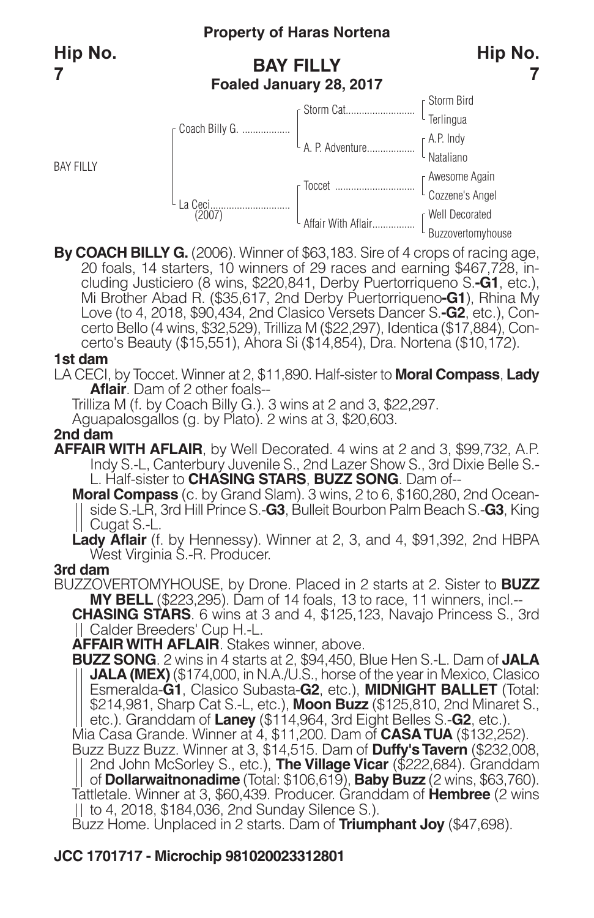**Property of Haras Nortena**

**Hip No. 7**

## BAY FILLY
**Foaled January 28, 2017**

| | | | |
|---|---|---|---|
| BAY FILLY | Coach Billy G. | Storm Cat | Storm Bird |
| | | | Terlingua |
| | | A. P. Adventure | A.P. Indy |
| | | | Nataliano |
| | La Ceci (2007) | Toccet | Awesome Again |
| | | | Cozzene's Angel |
| | | Affair With Aflair | Well Decorated |
| | | | Buzzovertomyhouse |

**By COACH BILLY G.** (2006). Winner of $63,183. Sire of 4 crops of racing age, 20 foals, 14 starters, 10 winners of 29 races and earning $467,728, including Justiciero (8 wins, $220,841, Derby Puertorriqueno S.-**G1**, etc.), Mi Brother Abad R. ($35,617, 2nd Derby Puertorriqueno-**G1**), Rhina My Love (to 4, 2018, $90,434, 2nd Clasico Versets Dancer S.-**G2**, etc.), Concerto Bello (4 wins, $32,529), Trilliza M ($22,297), Identica ($17,884), Concerto's Beauty ($15,551), Ahora Si ($14,854), Dra. Nortena ($10,172).

**1st dam**

LA CECI, by Toccet. Winner at 2, $11,890. Half-sister to **Moral Compass**, **Lady Aflair**. Dam of 2 other foals--

Trilliza M (f. by Coach Billy G.). 3 wins at 2 and 3, $22,297.

Aguapalosgallos (g. by Plato). 2 wins at 3, $20,603.

**2nd dam**

**AFFAIR WITH AFLAIR**, by Well Decorated. 4 wins at 2 and 3, $99,732, A.P. Indy S.-L, Canterbury Juvenile S., 2nd Lazer Show S., 3rd Dixie Belle S.-L. Half-sister to **CHASING STARS**, **BUZZ SONG**. Dam of--

**Moral Compass** (c. by Grand Slam). 3 wins, 2 to 6, $160,280, 2nd Oceanside S.-LR, 3rd Hill Prince S.-**G3**, Bulleit Bourbon Palm Beach S.-**G3**, King Cugat S.-L.

**Lady Aflair** (f. by Hennessy). Winner at 2, 3, and 4, $91,392, 2nd HBPA West Virginia S.-R. Producer.

**3rd dam**

BUZZOVERTOMYHOUSE, by Drone. Placed in 2 starts at 2. Sister to **BUZZ MY BELL** ($223,295). Dam of 14 foals, 13 to race, 11 winners, incl.--

**CHASING STARS**. 6 wins at 3 and 4, $125,123, Navajo Princess S., 3rd Calder Breeders' Cup H.-L.

**AFFAIR WITH AFLAIR**. Stakes winner, above.

**BUZZ SONG**. 2 wins in 4 starts at 2, $94,450, Blue Hen S.-L. Dam of **JALA JALA (MEX)** ($174,000, in N.A./U.S., horse of the year in Mexico, Clasico Esmeralda-**G1**, Clasico Subasta-**G2**, etc.), **MIDNIGHT BALLET** (Total: $214,981, Sharp Cat S.-L, etc.), **Moon Buzz** ($125,810, 2nd Minaret S., etc.). Granddam of **Laney** ($114,964, 3rd Eight Belles S.-**G2**, etc.).

Mia Casa Grande. Winner at 4, $11,200. Dam of **CASA TUA** ($132,252).

Buzz Buzz Buzz. Winner at 3, $14,515. Dam of **Duffy's Tavern** ($232,008, 2nd John McSorley S., etc.), **The Village Vicar** ($222,684). Granddam of **Dollarwaitnonadime** (Total: $106,619), **Baby Buzz** (2 wins, $63,760).

Tattletale. Winner at 3, $60,439. Producer. Granddam of **Hembree** (2 wins to 4, 2018, $184,036, 2nd Sunday Silence S.).

Buzz Home. Unplaced in 2 starts. Dam of **Triumphant Joy** ($47,698).

**JCC 1701717 - Microchip 981020023312801**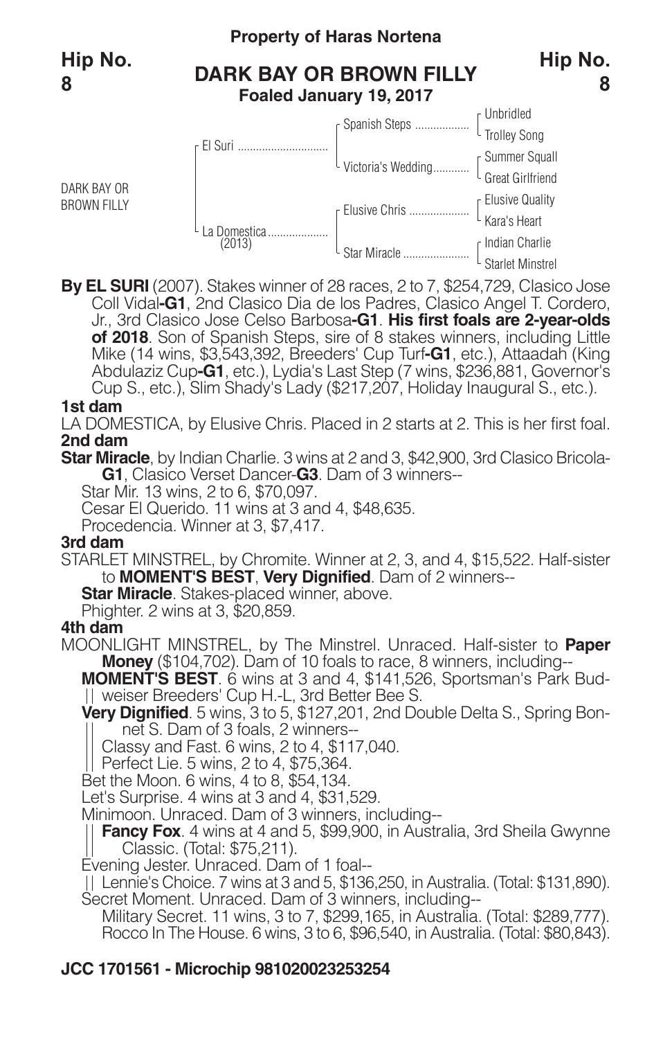**Property of Haras Nortena**

**Hip No. 8**

# DARK BAY OR BROWN FILLY

**Foaled January 19, 2017**

| | | | |
|---|---|---|---|
| DARK BAY OR BROWN FILLY | El Suri | Spanish Steps | Unbridled |
| | | | Trolley Song |
| | | Victoria's Wedding | Summer Squall |
| | | | Great Girlfriend |
| | La Domestica (2013) | Elusive Chris | Elusive Quality |
| | | | Kara's Heart |
| | | Star Miracle | Indian Charlie |
| | | | Starlet Minstrel |

**By EL SURI** (2007). Stakes winner of 28 races, 2 to 7, $254,729, Clasico Jose Coll Vidal**-G1**, 2nd Clasico Dia de los Padres, Clasico Angel T. Cordero, Jr., 3rd Clasico Jose Celso Barbosa**-G1**. **His first foals are 2-year-olds of 2018**. Son of Spanish Steps, sire of 8 stakes winners, including Little Mike (14 wins, $3,543,392, Breeders' Cup Turf**-G1**, etc.), Attaadah (King Abdulaziz Cup**-G1**, etc.), Lydia's Last Step (7 wins, $236,881, Governor's Cup S., etc.), Slim Shady's Lady ($217,207, Holiday Inaugural S., etc.).

**1st dam**

LA DOMESTICA, by Elusive Chris. Placed in 2 starts at 2. This is her first foal.

**2nd dam**

**Star Miracle**, by Indian Charlie. 3 wins at 2 and 3, $42,900, 3rd Clasico Bricola-**G1**, Clasico Verset Dancer-**G3**. Dam of 3 winners--

Star Mir. 13 wins, 2 to 6, $70,097.

Cesar El Querido. 11 wins at 3 and 4, $48,635.

Procedencia. Winner at 3, $7,417.

**3rd dam**

STARLET MINSTREL, by Chromite. Winner at 2, 3, and 4, $15,522. Half-sister to **MOMENT'S BEST**, **Very Dignified**. Dam of 2 winners--

**Star Miracle**. Stakes-placed winner, above.

Phighter. 2 wins at 3, $20,859.

**4th dam**

MOONLIGHT MINSTREL, by The Minstrel. Unraced. Half-sister to **Paper Money** ($104,702). Dam of 10 foals to race, 8 winners, including--

**MOMENT'S BEST**. 6 wins at 3 and 4, $141,526, Sportsman's Park Budweiser Breeders' Cup H.-L, 3rd Better Bee S.

**Very Dignified**. 5 wins, 3 to 5, $127,201, 2nd Double Delta S., Spring Bonnet S. Dam of 3 foals, 2 winners--

Classy and Fast. 6 wins, 2 to 4, $117,040.

Perfect Lie. 5 wins, 2 to 4, $75,364.

Bet the Moon. 6 wins, 4 to 8, $54,134.

Let's Surprise. 4 wins at 3 and 4, $31,529.

Minimoon. Unraced. Dam of 3 winners, including--

**Fancy Fox**. 4 wins at 4 and 5, $99,900, in Australia, 3rd Sheila Gwynne Classic. (Total: $75,211).

Evening Jester. Unraced. Dam of 1 foal--

Lennie's Choice. 7 wins at 3 and 5, $136,250, in Australia. (Total: $131,890).

Secret Moment. Unraced. Dam of 3 winners, including--

Military Secret. 11 wins, 3 to 7, $299,165, in Australia. (Total: $289,777).

Rocco In The House. 6 wins, 3 to 6, $96,540, in Australia. (Total: $80,843).

**JCC 1701561 - Microchip 981020023253254**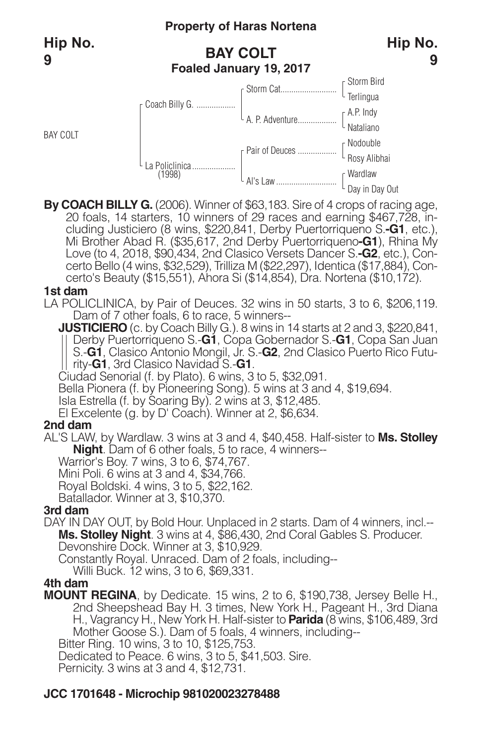**Property of Haras Nortena**

**Hip No. 9**

## BAY COLT

**Foaled January 19, 2017**

| | | | |
|---|---|---|---|
| BAY COLT | Coach Billy G. | Storm Cat | Storm Bird |
| | | | Terlingua |
| | | A. P. Adventure | A.P. Indy |
| | | | Nataliano |
| | La Policlinica (1998) | Pair of Deuces | Nodouble |
| | | | Rosy Alibhai |
| | | Al's Law | Wardlaw |
| | | | Day in Day Out |

**By COACH BILLY G.** (2006). Winner of $63,183. Sire of 4 crops of racing age, 20 foals, 14 starters, 10 winners of 29 races and earning $467,728, including Justiciero (8 wins, $220,841, Derby Puertorriqueno S.**-G1**, etc.), Mi Brother Abad R. ($35,617, 2nd Derby Puertorriqueno**-G1**), Rhina My Love (to 4, 2018, $90,434, 2nd Clasico Versets Dancer S.**-G2**, etc.), Concerto Bello (4 wins, $32,529), Trilliza M ($22,297), Identica ($17,884), Concerto's Beauty ($15,551), Ahora Si ($14,854), Dra. Nortena ($10,172).

**1st dam**

LA POLICLINICA, by Pair of Deuces. 32 wins in 50 starts, 3 to 6, $206,119. Dam of 7 other foals, 6 to race, 5 winners--

**JUSTICIERO** (c. by Coach Billy G.). 8 wins in 14 starts at 2 and 3, $220,841, Derby Puertorriqueno S.-**G1**, Copa Gobernador S.-**G1**, Copa San Juan S.-**G1**, Clasico Antonio Mongil, Jr. S.-**G2**, 2nd Clasico Puerto Rico Futurity-**G1**, 3rd Clasico Navidad S.-**G1**.

Ciudad Senorial (f. by Plato). 6 wins, 3 to 5, $32,091.

Bella Pionera (f. by Pioneering Song). 5 wins at 3 and 4, $19,694.

Isla Estrella (f. by Soaring By). 2 wins at 3, $12,485.

El Excelente (g. by D' Coach). Winner at 2, $6,634.

**2nd dam**

AL'S LAW, by Wardlaw. 3 wins at 3 and 4, $40,458. Half-sister to **Ms. Stolley Night**. Dam of 6 other foals, 5 to race, 4 winners--

Warrior's Boy. 7 wins, 3 to 6, $74,767.

Mini Poli. 6 wins at 3 and 4, $34,766.

Royal Boldski. 4 wins, 3 to 5, $22,162.

Batallador. Winner at 3, $10,370.

**3rd dam**

DAY IN DAY OUT, by Bold Hour. Unplaced in 2 starts. Dam of 4 winners, incl.--

**Ms. Stolley Night**. 3 wins at 4, $86,430, 2nd Coral Gables S. Producer.

Devonshire Dock. Winner at 3, $10,929.

Constantly Royal. Unraced. Dam of 2 foals, including--

Willi Buck. 12 wins, 3 to 6, $69,331.

**4th dam**

**MOUNT REGINA**, by Dedicate. 15 wins, 2 to 6, $190,738, Jersey Belle H., 2nd Sheepshead Bay H. 3 times, New York H., Pageant H., 3rd Diana H., Vagrancy H., New York H. Half-sister to **Parida** (8 wins, $106,489, 3rd Mother Goose S.). Dam of 5 foals, 4 winners, including--

Bitter Ring. 10 wins, 3 to 10, $125,753.

Dedicated to Peace. 6 wins, 3 to 5, $41,503. Sire.

Pernicity. 3 wins at 3 and 4, $12,731.

**JCC 1701648 - Microchip 981020023278488**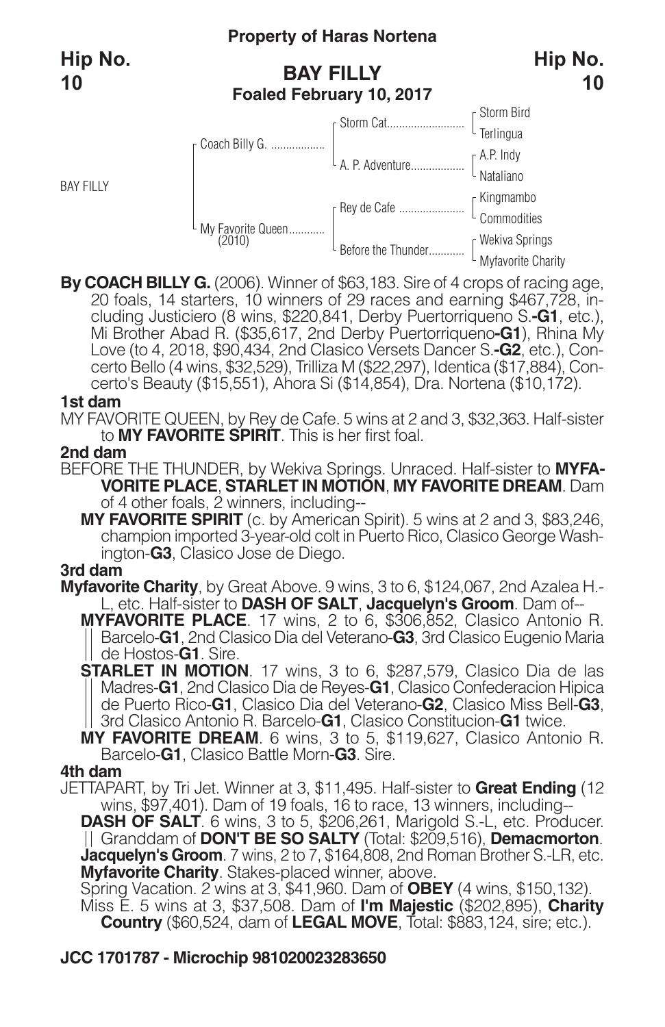**Property of Haras Nortena**

**Hip No. 10**

## BAY FILLY
**Foaled February 10, 2017**

| | | | |
|---|---|---|---|
| BAY FILLY | Coach Billy G. | Storm Cat | Storm Bird |
| | | | Terlingua |
| | | A. P. Adventure | A.P. Indy |
| | | | Nataliano |
| | My Favorite Queen (2010) | Rey de Cafe | Kingmambo |
| | | | Commodities |
| | | Before the Thunder | Wekiva Springs |
| | | | Myfavorite Charity |

**By COACH BILLY G.** (2006). Winner of $63,183. Sire of 4 crops of racing age, 20 foals, 14 starters, 10 winners of 29 races and earning $467,728, including Justiciero (8 wins, $220,841, Derby Puertorriqueno S.-**G1**, etc.), Mi Brother Abad R. ($35,617, 2nd Derby Puertorriqueno-**G1**), Rhina My Love (to 4, 2018, $90,434, 2nd Clasico Versets Dancer S.-**G2**, etc.), Concerto Bello (4 wins, $32,529), Trilliza M ($22,297), Identica ($17,884), Concerto's Beauty ($15,551), Ahora Si ($14,854), Dra. Nortena ($10,172).

**1st dam**

MY FAVORITE QUEEN, by Rey de Cafe. 5 wins at 2 and 3, $32,363. Half-sister to **MY FAVORITE SPIRIT**. This is her first foal.

**2nd dam**

BEFORE THE THUNDER, by Wekiva Springs. Unraced. Half-sister to **MYFAVORITE PLACE**, **STARLET IN MOTION**, **MY FAVORITE DREAM**. Dam of 4 other foals, 2 winners, including--

**MY FAVORITE SPIRIT** (c. by American Spirit). 5 wins at 2 and 3, $83,246, champion imported 3-year-old colt in Puerto Rico, Clasico George Washington-**G3**, Clasico Jose de Diego.

**3rd dam**

**Myfavorite Charity**, by Great Above. 9 wins, 3 to 6, $124,067, 2nd Azalea H.-L, etc. Half-sister to **DASH OF SALT**, **Jacquelyn's Groom**. Dam of--

**MYFAVORITE PLACE**. 17 wins, 2 to 6, $306,852, Clasico Antonio R. Barcelo-**G1**, 2nd Clasico Dia del Veterano-**G3**, 3rd Clasico Eugenio Maria de Hostos-**G1**. Sire.

**STARLET IN MOTION**. 17 wins, 3 to 6, $287,579, Clasico Dia de las Madres-**G1**, 2nd Clasico Dia de Reyes-**G1**, Clasico Confederacion Hipica de Puerto Rico-**G1**, Clasico Dia del Veterano-**G2**, Clasico Miss Bell-**G3**, 3rd Clasico Antonio R. Barcelo-**G1**, Clasico Constitucion-**G1** twice.

**MY FAVORITE DREAM**. 6 wins, 3 to 5, $119,627, Clasico Antonio R. Barcelo-**G1**, Clasico Battle Morn-**G3**. Sire.

**4th dam**

JETTAPART, by Tri Jet. Winner at 3, $11,495. Half-sister to **Great Ending** (12 wins, $97,401). Dam of 19 foals, 16 to race, 13 winners, including--

**DASH OF SALT**. 6 wins, 3 to 5, $206,261, Marigold S.-L, etc. Producer. Granddam of **DON'T BE SO SALTY** (Total: $209,516), **Demacmorton**.

**Jacquelyn's Groom**. 7 wins, 2 to 7, $164,808, 2nd Roman Brother S.-LR, etc.

**Myfavorite Charity**. Stakes-placed winner, above.

Spring Vacation. 2 wins at 3, $41,960. Dam of **OBEY** (4 wins, $150,132).

Miss E. 5 wins at 3, $37,508. Dam of **I'm Majestic** ($202,895), **Charity Country** ($60,524, dam of **LEGAL MOVE**, Total: $883,124, sire; etc.).

**JCC 1701787 - Microchip 981020023283650**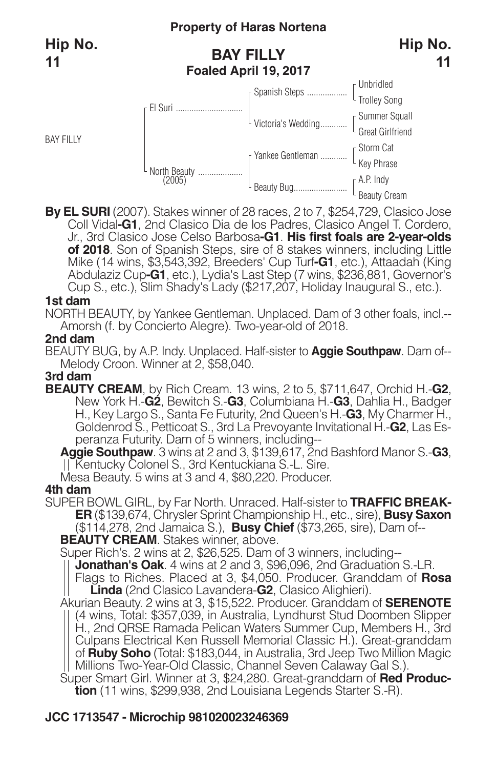**Property of Haras Nortena**

**Hip No. 11**

## BAY FILLY
**Foaled April 19, 2017**

| | | | |
|---|---|---|---|
| BAY FILLY | El Suri | Spanish Steps | Unbridled |
| | | | Trolley Song |
| | | Victoria's Wedding | Summer Squall |
| | | | Great Girlfriend |
| | North Beauty (2005) | Yankee Gentleman | Storm Cat |
| | | | Key Phrase |
| | | Beauty Bug | A.P. Indy |
| | | | Beauty Cream |

**By EL SURI** (2007). Stakes winner of 28 races, 2 to 7, $254,729, Clasico Jose Coll Vidal**-G1**, 2nd Clasico Dia de los Padres, Clasico Angel T. Cordero, Jr., 3rd Clasico Jose Celso Barbosa**-G1**. **His first foals are 2-year-olds of 2018**. Son of Spanish Steps, sire of 8 stakes winners, including Little Mike (14 wins, $3,543,392, Breeders' Cup Turf**-G1**, etc.), Attaadah (King Abdulaziz Cup**-G1**, etc.), Lydia's Last Step (7 wins, $236,881, Governor's Cup S., etc.), Slim Shady's Lady ($217,207, Holiday Inaugural S., etc.).

### 1st dam

NORTH BEAUTY, by Yankee Gentleman. Unplaced. Dam of 3 other foals, incl.--
Amorsh (f. by Concierto Alegre). Two-year-old of 2018.

### 2nd dam

BEAUTY BUG, by A.P. Indy. Unplaced. Half-sister to **Aggie Southpaw**. Dam of--
Melody Croon. Winner at 2, $58,040.

### 3rd dam

**BEAUTY CREAM**, by Rich Cream. 13 wins, 2 to 5, $711,647, Orchid H.-**G2**, New York H.-**G2**, Bewitch S.-**G3**, Columbiana H.-**G3**, Dahlia H., Badger H., Key Largo S., Santa Fe Futurity, 2nd Queen's H.-**G3**, My Charmer H., Goldenrod S., Petticoat S., 3rd La Prevoyante Invitational H.-**G2**, Las Esperanza Futurity. Dam of 5 winners, including--

**Aggie Southpaw**. 3 wins at 2 and 3, $139,617, 2nd Bashford Manor S.-**G3**, Kentucky Colonel S., 3rd Kentuckiana S.-L. Sire.

Mesa Beauty. 5 wins at 3 and 4, $80,220. Producer.

### 4th dam

SUPER BOWL GIRL, by Far North. Unraced. Half-sister to **TRAFFIC BREAKER** ($139,674, Chrysler Sprint Championship H., etc., sire), **Busy Saxon** ($114,278, 2nd Jamaica S.), **Busy Chief** ($73,265, sire), Dam of--

**BEAUTY CREAM**. Stakes winner, above.

Super Rich's. 2 wins at 2, $26,525. Dam of 3 winners, including--

**Jonathan's Oak**. 4 wins at 2 and 3, $96,096, 2nd Graduation S.-LR.

Flags to Riches. Placed at 3, $4,050. Producer. Granddam of **Rosa Linda** (2nd Clasico Lavandera-**G2**, Clasico Alighieri).

Akurian Beauty. 2 wins at 3, $15,522. Producer. Granddam of **SERENOTE** (4 wins, Total: $357,039, in Australia, Lyndhurst Stud Doomben Slipper H., 2nd QRSE Ramada Pelican Waters Summer Cup, Members H., 3rd Culpans Electrical Ken Russell Memorial Classic H.). Great-granddam of **Ruby Soho** (Total: $183,044, in Australia, 3rd Jeep Two Million Magic Millions Two-Year-Old Classic, Channel Seven Calaway Gal S.).

Super Smart Girl. Winner at 3, $24,280. Great-granddam of **Red Production** (11 wins, $299,938, 2nd Louisiana Legends Starter S.-R).

**JCC 1713547 - Microchip 981020023246369**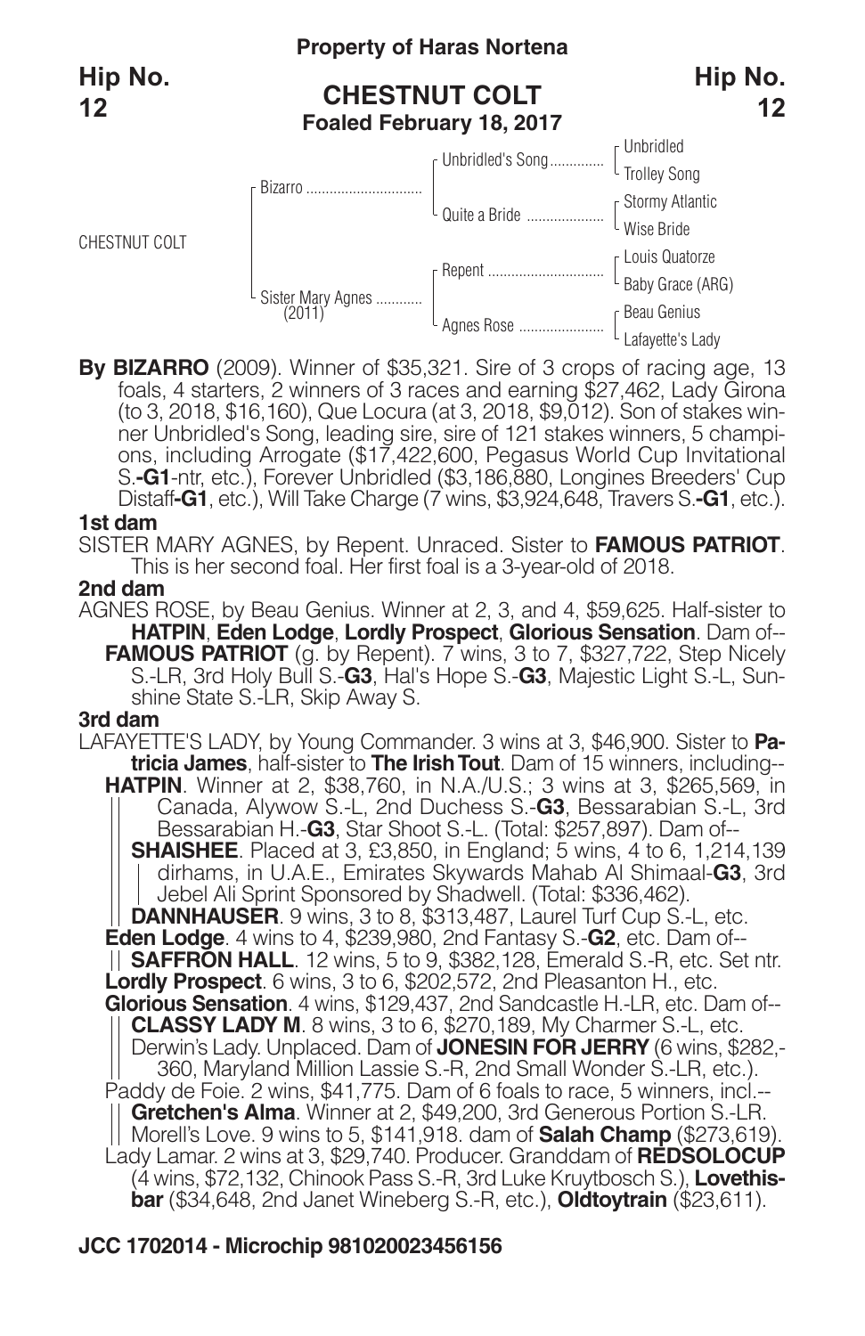**Property of Haras Nortena**

Hip No. 12

## CHESTNUT COLT

**Foaled February 18, 2017**

| | | | |
|---|---|---|---|
| CHESTNUT COLT | Bizarro | Unbridled's Song | Unbridled |
| | | | Trolley Song |
| | | Quite a Bride | Stormy Atlantic |
| | | | Wise Bride |
| | Sister Mary Agnes (2011) | Repent | Louis Quatorze |
| | | | Baby Grace (ARG) |
| | | Agnes Rose | Beau Genius |
| | | | Lafayette's Lady |

**By BIZARRO** (2009). Winner of $35,321. Sire of 3 crops of racing age, 13 foals, 4 starters, 2 winners of 3 races and earning $27,462, Lady Girona (to 3, 2018, $16,160), Que Locura (at 3, 2018, $9,012). Son of stakes winner Unbridled's Song, leading sire, sire of 121 stakes winners, 5 champions, including Arrogate ($17,422,600, Pegasus World Cup Invitational S.-**G1**-ntr, etc.), Forever Unbridled ($3,186,880, Longines Breeders' Cup Distaff-**G1**, etc.), Will Take Charge (7 wins, $3,924,648, Travers S.-**G1**, etc.).

**1st dam**

SISTER MARY AGNES, by Repent. Unraced. Sister to **FAMOUS PATRIOT**. This is her second foal. Her first foal is a 3-year-old of 2018.

**2nd dam**

AGNES ROSE, by Beau Genius. Winner at 2, 3, and 4, $59,625. Half-sister to **HATPIN**, **Eden Lodge**, **Lordly Prospect**, **Glorious Sensation**. Dam of--

**FAMOUS PATRIOT** (g. by Repent). 7 wins, 3 to 7, $327,722, Step Nicely S.-LR, 3rd Holy Bull S.-**G3**, Hal's Hope S.-**G3**, Majestic Light S.-L, Sunshine State S.-LR, Skip Away S.

**3rd dam**

LAFAYETTE'S LADY, by Young Commander. 3 wins at 3, $46,900. Sister to **Patricia James**, half-sister to **The Irish Tout**. Dam of 15 winners, including--

**HATPIN**. Winner at 2, $38,760, in N.A./U.S.; 3 wins at 3, $265,569, in Canada, Alywow S.-L, 2nd Duchess S.-**G3**, Bessarabian S.-L, 3rd Bessarabian H.-**G3**, Star Shoot S.-L. (Total: $257,897). Dam of--

**SHAISHEE**. Placed at 3, £3,850, in England; 5 wins, 4 to 6, 1,214,139 dirhams, in U.A.E., Emirates Skywards Mahab Al Shimaal-**G3**, 3rd Jebel Ali Sprint Sponsored by Shadwell. (Total: $336,462).

**DANNHAUSER**. 9 wins, 3 to 8, $313,487, Laurel Turf Cup S.-L, etc.

**Eden Lodge**. 4 wins to 4, $239,980, 2nd Fantasy S.-**G2**, etc. Dam of--

**SAFFRON HALL**. 12 wins, 5 to 9, $382,128, Emerald S.-R, etc. Set ntr.

**Lordly Prospect**. 6 wins, 3 to 6, $202,572, 2nd Pleasanton H., etc.

**Glorious Sensation**. 4 wins, $129,437, 2nd Sandcastle H.-LR, etc. Dam of--

**CLASSY LADY M**. 8 wins, 3 to 6, $270,189, My Charmer S.-L, etc.

Derwin's Lady. Unplaced. Dam of **JONESIN FOR JERRY** (6 wins, $282,360, Maryland Million Lassie S.-R, 2nd Small Wonder S.-LR, etc.).

Paddy de Foie. 2 wins, $41,775. Dam of 6 foals to race, 5 winners, incl.--

**Gretchen's Alma**. Winner at 2, $49,200, 3rd Generous Portion S.-LR.

Morell's Love. 9 wins to 5, $141,918. dam of **Salah Champ** ($273,619).

Lady Lamar. 2 wins at 3, $29,740. Producer. Granddam of **REDSOLOCUP** (4 wins, $72,132, Chinook Pass S.-R, 3rd Luke Kruytbosch S.), **Lovethisbar** ($34,648, 2nd Janet Wineberg S.-R, etc.), **Oldtoytrain** ($23,611).

**JCC 1702014 - Microchip 981020023456156**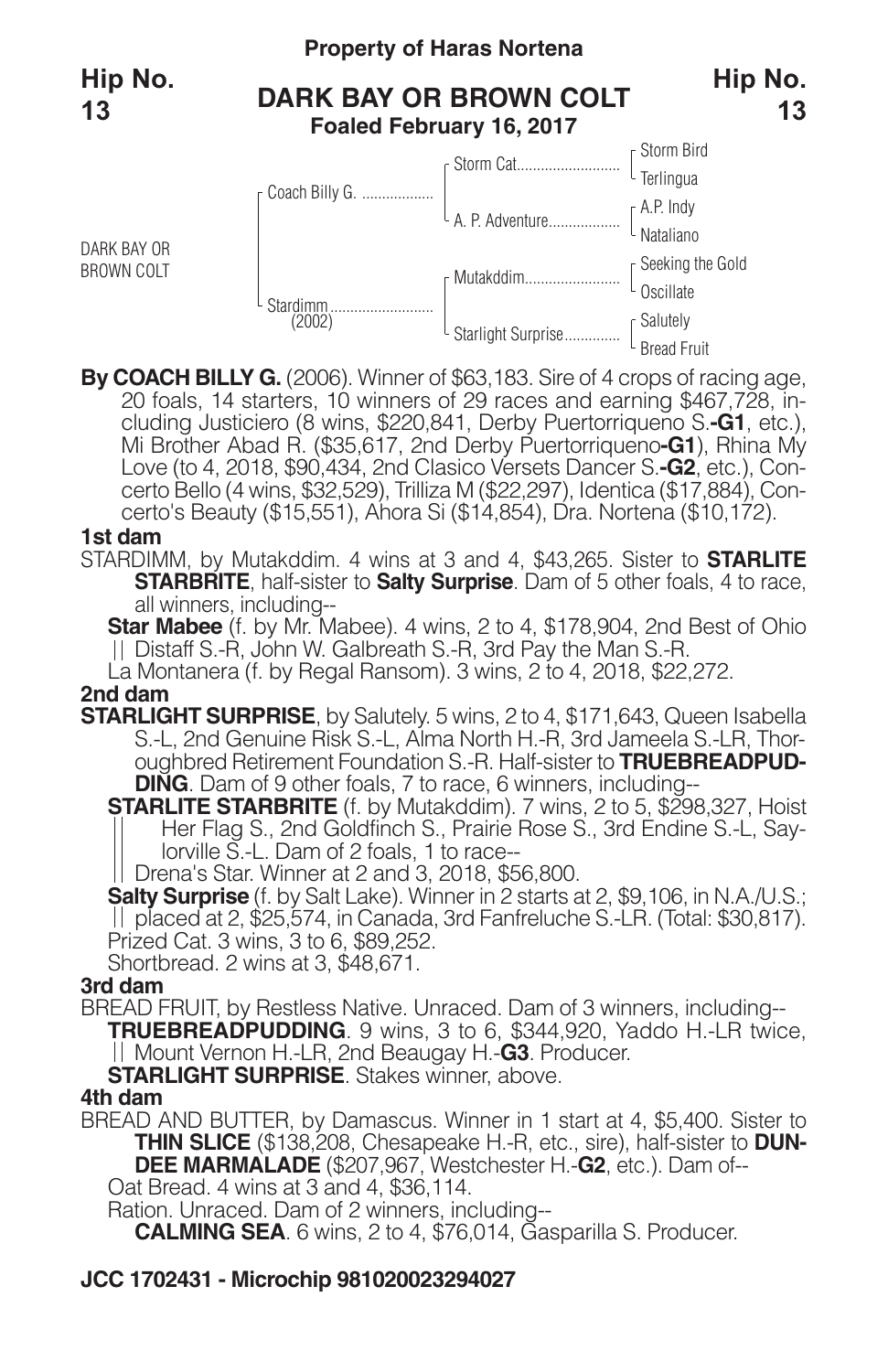**Property of Haras Nortena**

**Hip No. 13**

# DARK BAY OR BROWN COLT

**Foaled February 16, 2017**

| | | | |
|---|---|---|---|
| DARK BAY OR BROWN COLT | Coach Billy G. | Storm Cat | Storm Bird |
| | | | Terlingua |
| | | A. P. Adventure | A.P. Indy |
| | | | Nataliano |
| | Stardimm (2002) | Mutakddim | Seeking the Gold |
| | | | Oscillate |
| | | Starlight Surprise | Salutely |
| | | | Bread Fruit |

**By COACH BILLY G.** (2006). Winner of $63,183. Sire of 4 crops of racing age, 20 foals, 14 starters, 10 winners of 29 races and earning $467,728, including Justiciero (8 wins, $220,841, Derby Puertorriqueno S.-**G1**, etc.), Mi Brother Abad R. ($35,617, 2nd Derby Puertorriqueno-**G1**), Rhina My Love (to 4, 2018, $90,434, 2nd Clasico Versets Dancer S.-**G2**, etc.), Concerto Bello (4 wins, $32,529), Trilliza M ($22,297), Identica ($17,884), Concerto's Beauty ($15,551), Ahora Si ($14,854), Dra. Nortena ($10,172).

**1st dam**

STARDIMM, by Mutakddim. 4 wins at 3 and 4, $43,265. Sister to **STARLITE STARBRITE**, half-sister to **Salty Surprise**. Dam of 5 other foals, 4 to race, all winners, including--

**Star Mabee** (f. by Mr. Mabee). 4 wins, 2 to 4, $178,904, 2nd Best of Ohio Distaff S.-R, John W. Galbreath S.-R, 3rd Pay the Man S.-R.

La Montanera (f. by Regal Ransom). 3 wins, 2 to 4, 2018, $22,272.

**2nd dam**

**STARLIGHT SURPRISE**, by Salutely. 5 wins, 2 to 4, $171,643, Queen Isabella S.-L, 2nd Genuine Risk S.-L, Alma North H.-R, 3rd Jameela S.-LR, Thoroughbred Retirement Foundation S.-R. Half-sister to **TRUEBREADPUDDING**. Dam of 9 other foals, 7 to race, 6 winners, including--

**STARLITE STARBRITE** (f. by Mutakddim). 7 wins, 2 to 5, $298,327, Hoist Her Flag S., 2nd Goldfinch S., Prairie Rose S., 3rd Endine S.-L, Saylorville S.-L. Dam of 2 foals, 1 to race--

Drena's Star. Winner at 2 and 3, 2018, $56,800.

**Salty Surprise** (f. by Salt Lake). Winner in 2 starts at 2, $9,106, in N.A./U.S.; placed at 2, $25,574, in Canada, 3rd Fanfreluche S.-LR. (Total: $30,817).

Prized Cat. 3 wins, 3 to 6, $89,252.

Shortbread. 2 wins at 3, $48,671.

**3rd dam**

BREAD FRUIT, by Restless Native. Unraced. Dam of 3 winners, including--

**TRUEBREADPUDDING**. 9 wins, 3 to 6, $344,920, Yaddo H.-LR twice, Mount Vernon H.-LR, 2nd Beaugay H.-**G3**. Producer.

**STARLIGHT SURPRISE**. Stakes winner, above.

**4th dam**

BREAD AND BUTTER, by Damascus. Winner in 1 start at 4, $5,400. Sister to **THIN SLICE** ($138,208, Chesapeake H.-R, etc., sire), half-sister to **DUNDEE MARMALADE** ($207,967, Westchester H.-**G2**, etc.). Dam of--

Oat Bread. 4 wins at 3 and 4, $36,114.

Ration. Unraced. Dam of 2 winners, including--

**CALMING SEA**. 6 wins, 2 to 4, $76,014, Gasparilla S. Producer.

**JCC 1702431 - Microchip 981020023294027**